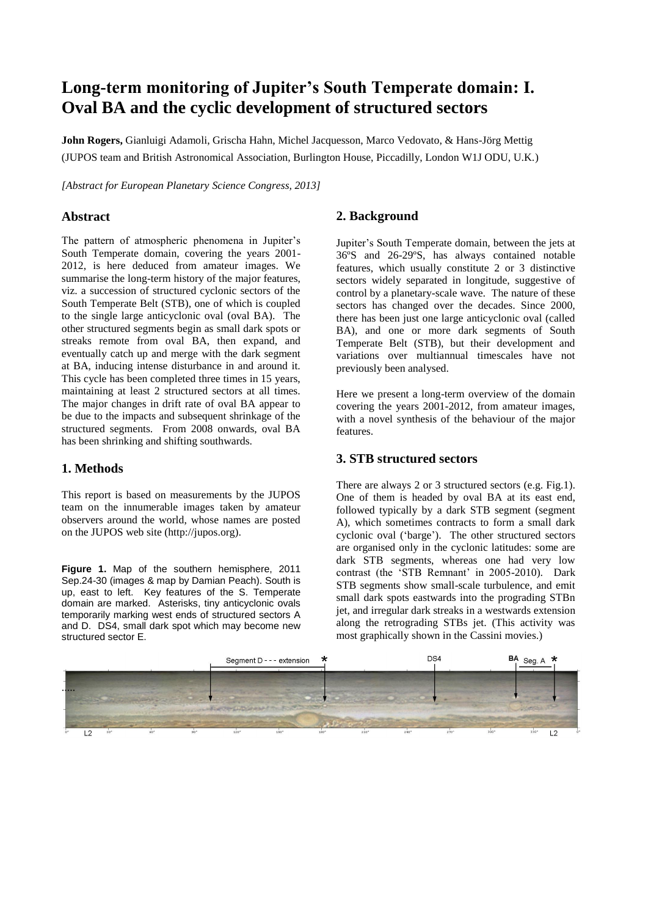# Long-term monitoring of Jupiter's South Temperate domain: I. Oval BA and the cyclic development of structured sectors

**John Rogers,** Gianluigi Adamoli, Grischa Hahn, Michel Jacquesson, Marco Vedovato, & Hans-Jörg Mettig

(JUPOS team and British Astronomical Association, Burlington House, Piccadilly, London W1J ODU, U.K.)

*[Abstract for European Planetary Science Congress, 2013]*

## Abstract

The pattern of atmospheric phenomena in Jupiter's South Temperate domain, covering the years 2001-2012, is here deduced from amateur images. We summarise the long-term history of the major features, viz. a succession of structured cyclonic sectors of the South Temperate Belt (STB), one of which is coupled to the single large anticyclonic oval (oval BA). The other structured segments begin as small dark spots or streaks remote from oval BA, then expand, and eventually catch up and merge with the dark segment at BA, inducing intense disturbance in and around it. This cycle has been completed three times in 15 years, maintaining at least 2 structured sectors at all times. The major changes in drift rate of oval BA appear to be due to the impacts and subsequent shrinkage of the structured segments. From 2008 onwards, oval BA has been shrinking and shifting southwards.

## 1. Methods

This report is based on measurements by the JUPOS team on the innumerable images taken by amateur observers around the world, whose names are posted on the JUPOS web site (http://jupos.org).

**Figure 1.** Map of the southern hemisphere, 2011 Sep.24-30 (images & map by Damian Peach). South is up, east to left. Key features of the S. Temperate domain are marked. Asterisks, tiny anticyclonic ovals temporarily marking west ends of structured sectors A and D. DS4, small dark spot which may become new structured sector E.

## 2. Background

Jupiter's South Temperate domain, between the jets at 36ºS and 26-29ºS, has always contained notable features, which usually constitute 2 or 3 distinctive sectors widely separated in longitude, suggestive of control by a planetary-scale wave. The nature of these sectors has changed over the decades. Since 2000, there has been just one large anticyclonic oval (called BA), and one or more dark segments of South Temperate Belt (STB), but their development and variations over multiannual timescales have not previously been analysed.

Here we present a long-term overview of the domain covering the years 2001-2012, from amateur images, with a novel synthesis of the behaviour of the major features.

## 3. STB structured sectors

There are always 2 or 3 structured sectors (e.g. Fig.1). One of them is headed by oval BA at its east end, followed typically by a dark STB segment (segment A), which sometimes contracts to form a small dark cyclonic oval ('barge'). The other structured sectors are organised only in the cyclonic latitudes: some are dark STB segments, whereas one had very low contrast (the 'STB Remnant' in 2005-2010). Dark STB segments show small-scale turbulence, and emit small dark spots eastwards into the prograding STBn jet, and irregular dark streaks in a westwards extension along the retrograding STBs jet. (This activity was most graphically shown in the Cassini movies.)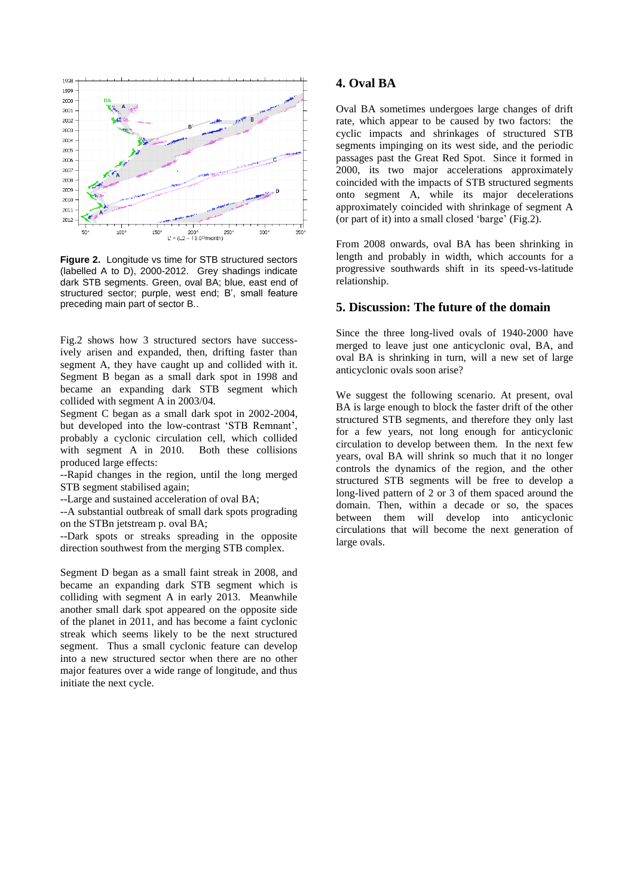**Figure 2.** Longitude vs time for STB structured sectors (labelled A to D), 2000-2012. Grey shadings indicate dark STB segments. Green, oval BA; blue, east end of structured sector; purple, west end; B', small feature preceding main part of sector B..

Fig.2 shows how 3 structured sectors have successively arisen and expanded, then, drifting faster than segment A, they have caught up and collided with it. Segment B began as a small dark spot in 1998 and became an expanding dark STB segment which collided with segment A in 2003/04.

Segment C began as a small dark spot in 2002-2004, but developed into the low-contrast 'STB Remnant', probably a cyclonic circulation cell, which collided with segment A in 2010. Both these collisions produced large effects:

--Rapid changes in the region, until the long merged STB segment stabilised again;

--Large and sustained acceleration of oval BA;

--A substantial outbreak of small dark spots prograding on the STBn jetstream p. oval BA;

--Dark spots or streaks spreading in the opposite direction southwest from the merging STB complex.

Segment D began as a small faint streak in 2008, and became an expanding dark STB segment which is colliding with segment A in early 2013. Meanwhile another small dark spot appeared on the opposite side of the planet in 2011, and has become a faint cyclonic streak which seems likely to be the next structured segment. Thus a small cyclonic feature can develop into a new structured sector when there are no other major features over a wide range of longitude, and thus initiate the next cycle.

## 4. Oval BA

Oval BA sometimes undergoes large changes of drift rate, which appear to be caused by two factors: the cyclic impacts and shrinkages of structured STB segments impinging on its west side, and the periodic passages past the Great Red Spot. Since it formed in 2000, its two major accelerations approximately coincided with the impacts of STB structured segments onto segment A, while its major decelerations approximately coincided with shrinkage of segment A (or part of it) into a small closed 'barge' (Fig.2).

From 2008 onwards, oval BA has been shrinking in length and probably in width, which accounts for a progressive southwards shift in its speed-vs-latitude relationship.

## 5. Discussion: The future of the domain

Since the three long-lived ovals of 1940-2000 have merged to leave just one anticyclonic oval, BA, and oval BA is shrinking in turn, will a new set of large anticyclonic ovals soon arise?

We suggest the following scenario. At present, oval BA is large enough to block the faster drift of the other structured STB segments, and therefore they only last for a few years, not long enough for anticyclonic circulation to develop between them. In the next few years, oval BA will shrink so much that it no longer controls the dynamics of the region, and the other structured STB segments will be free to develop a long-lived pattern of 2 or 3 of them spaced around the domain. Then, within a decade or so, the spaces between them will develop into anticyclonic circulations that will become the next generation of large ovals.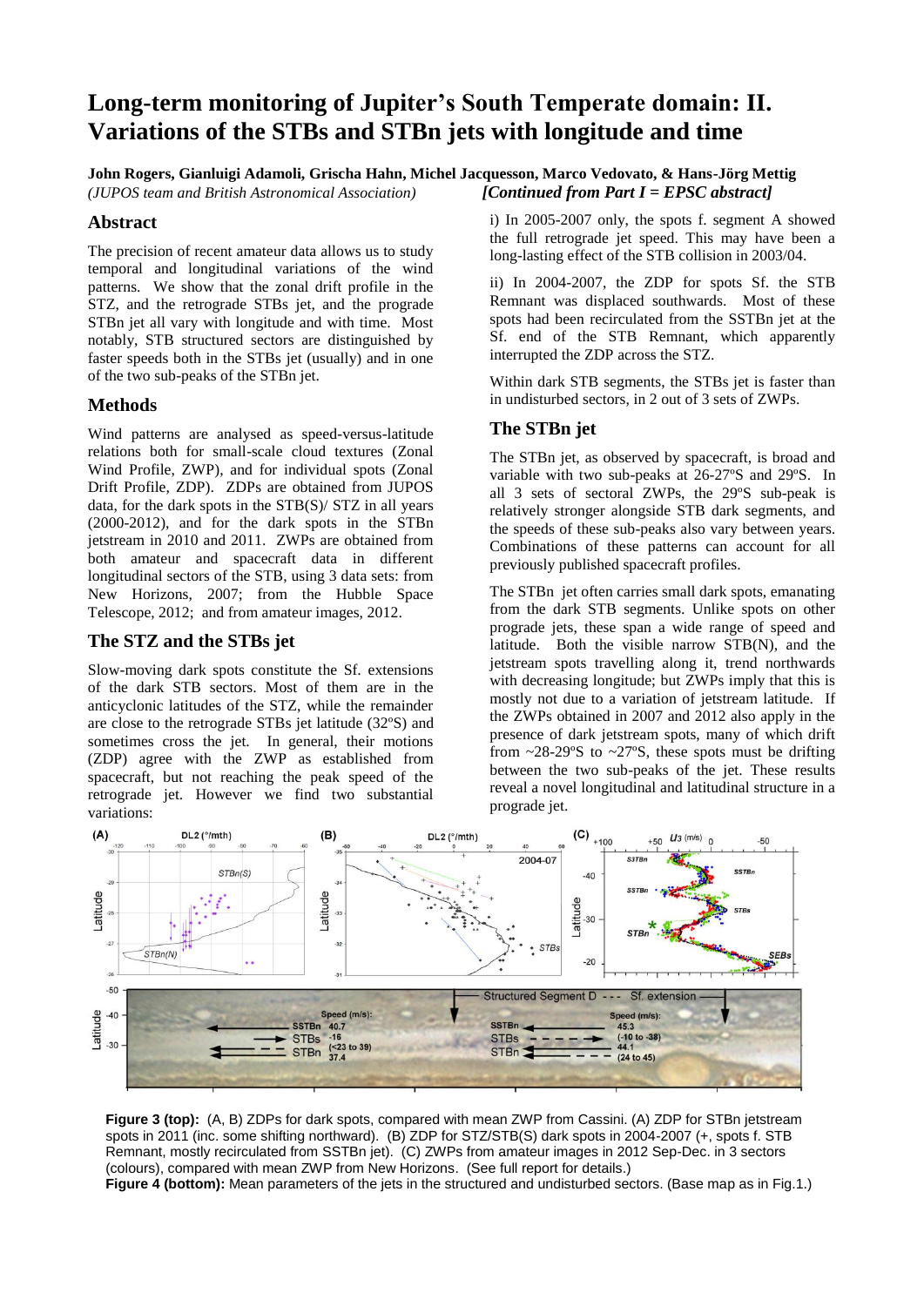# Long-term monitoring of Jupiter's South Temperate domain: II. Variations of the STBs and STBn jets with longitude and time

**John Rogers, Gianluigi Adamoli, Grischa Hahn, Michel Jacquesson, Marco Vedovato, & Hans-Jörg Mettig**
*(JUPOS team and British Astronomical Association)* ***[Continued from Part I = EPSC abstract]***

## Abstract

The precision of recent amateur data allows us to study temporal and longitudinal variations of the wind patterns. We show that the zonal drift profile in the STZ, and the retrograde STBs jet, and the prograde STBn jet all vary with longitude and with time. Most notably, STB structured sectors are distinguished by faster speeds both in the STBs jet (usually) and in one of the two sub-peaks of the STBn jet.

## Methods

Wind patterns are analysed as speed-versus-latitude relations both for small-scale cloud textures (Zonal Wind Profile, ZWP), and for individual spots (Zonal Drift Profile, ZDP). ZDPs are obtained from JUPOS data, for the dark spots in the STB(S)/ STZ in all years (2000-2012), and for the dark spots in the STBn jetstream in 2010 and 2011. ZWPs are obtained from both amateur and spacecraft data in different longitudinal sectors of the STB, using 3 data sets: from New Horizons, 2007; from the Hubble Space Telescope, 2012; and from amateur images, 2012.

## The STZ and the STBs jet

Slow-moving dark spots constitute the Sf. extensions of the dark STB sectors. Most of them are in the anticyclonic latitudes of the STZ, while the remainder are close to the retrograde STBs jet latitude (32ºS) and sometimes cross the jet. In general, their motions (ZDP) agree with the ZWP as established from spacecraft, but not reaching the peak speed of the retrograde jet. However we find two substantial variations:

i) In 2005-2007 only, the spots f. segment A showed the full retrograde jet speed. This may have been a long-lasting effect of the STB collision in 2003/04.

ii) In 2004-2007, the ZDP for spots Sf. the STB Remnant was displaced southwards. Most of these spots had been recirculated from the SSTBn jet at the Sf. end of the STB Remnant, which apparently interrupted the ZDP across the STZ.

Within dark STB segments, the STBs jet is faster than in undisturbed sectors, in 2 out of 3 sets of ZWPs.

## The STBn jet

The STBn jet, as observed by spacecraft, is broad and variable with two sub-peaks at 26-27ºS and 29ºS. In all 3 sets of sectoral ZWPs, the 29ºS sub-peak is relatively stronger alongside STB dark segments, and the speeds of these sub-peaks also vary between years. Combinations of these patterns can account for all previously published spacecraft profiles.

The STBn jet often carries small dark spots, emanating from the dark STB segments. Unlike spots on other prograde jets, these span a wide range of speed and latitude. Both the visible narrow STB(N), and the jetstream spots travelling along it, trend northwards with decreasing longitude; but ZWPs imply that this is mostly not due to a variation of jetstream latitude. If the ZWPs obtained in 2007 and 2012 also apply in the presence of dark jetstream spots, many of which drift from ~28-29ºS to ~27ºS, these spots must be drifting between the two sub-peaks of the jet. These results reveal a novel longitudinal and latitudinal structure in a prograde jet.

(A) DL2 (°/mth) STBn(S) STBn(N) Latitude
(B) DL2 (°/mth) 2004-07 STBs Latitude
(C) U3 (m/s) S3TBn SSTBn STBs STBn SEBs SSTBn Latitude

Structured Segment D --- Sf. extension
Speed (m/s): SSTBn 40.7 STBs -15 STBn (<23 to 39) 37.4
SSTBn STBs STBn Speed (m/s): 45.3 (-10 to -38) 44.1 (24 to 45)
Latitude -50 -40 -30

**Figure 3 (top):** (A, B) ZDPs for dark spots, compared with mean ZWP from Cassini. (A) ZDP for STBn jetstream spots in 2011 (inc. some shifting northward). (B) ZDP for STZ/STB(S) dark spots in 2004-2007 (+, spots f. STB Remnant, mostly recirculated from SSTBn jet). (C) ZWPs from amateur images in 2012 Sep-Dec. in 3 sectors (colours), compared with mean ZWP from New Horizons. (See full report for details.)

**Figure 4 (bottom):** Mean parameters of the jets in the structured and undisturbed sectors. (Base map as in Fig.1.)